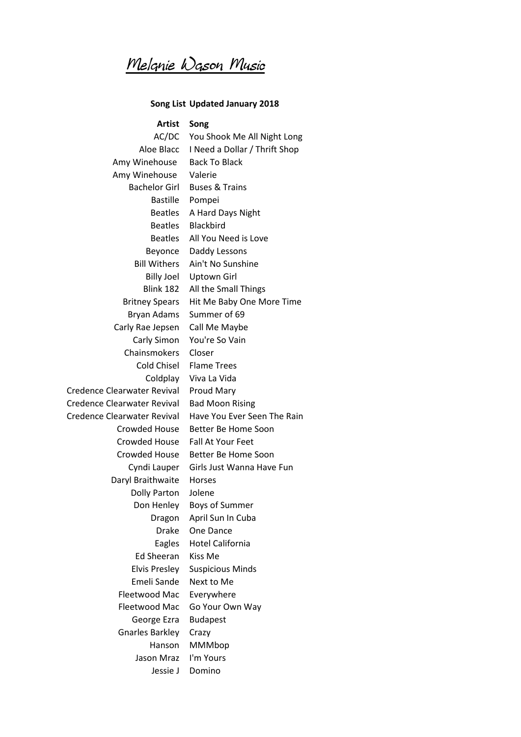# Melanie Wason Music

**Song List Updated January 2018**

| Artist | Song |
|---|---|
| AC/DC | You Shook Me All Night Long |
| Aloe Blacc | I Need a Dollar / Thrift Shop |
| Amy Winehouse | Back To Black |
| Amy Winehouse | Valerie |
| Bachelor Girl | Buses & Trains |
| Bastille | Pompei |
| Beatles | A Hard Days Night |
| Beatles | Blackbird |
| Beatles | All You Need is Love |
| Beyonce | Daddy Lessons |
| Bill Withers | Ain't No Sunshine |
| Billy Joel | Uptown Girl |
| Blink 182 | All the Small Things |
| Britney Spears | Hit Me Baby One More Time |
| Bryan Adams | Summer of 69 |
| Carly Rae Jepsen | Call Me Maybe |
| Carly Simon | You're So Vain |
| Chainsmokers | Closer |
| Cold Chisel | Flame Trees |
| Coldplay | Viva La Vida |
| Credence Clearwater Revival | Proud Mary |
| Credence Clearwater Revival | Bad Moon Rising |
| Credence Clearwater Revival | Have You Ever Seen The Rain |
| Crowded House | Better Be Home Soon |
| Crowded House | Fall At Your Feet |
| Crowded House | Better Be Home Soon |
| Cyndi Lauper | Girls Just Wanna Have Fun |
| Daryl Braithwaite | Horses |
| Dolly Parton | Jolene |
| Don Henley | Boys of Summer |
| Dragon | April Sun In Cuba |
| Drake | One Dance |
| Eagles | Hotel California |
| Ed Sheeran | Kiss Me |
| Elvis Presley | Suspicious Minds |
| Emeli Sande | Next to Me |
| Fleetwood Mac | Everywhere |
| Fleetwood Mac | Go Your Own Way |
| George Ezra | Budapest |
| Gnarles Barkley | Crazy |
| Hanson | MMMbop |
| Jason Mraz | I'm Yours |
| Jessie J | Domino |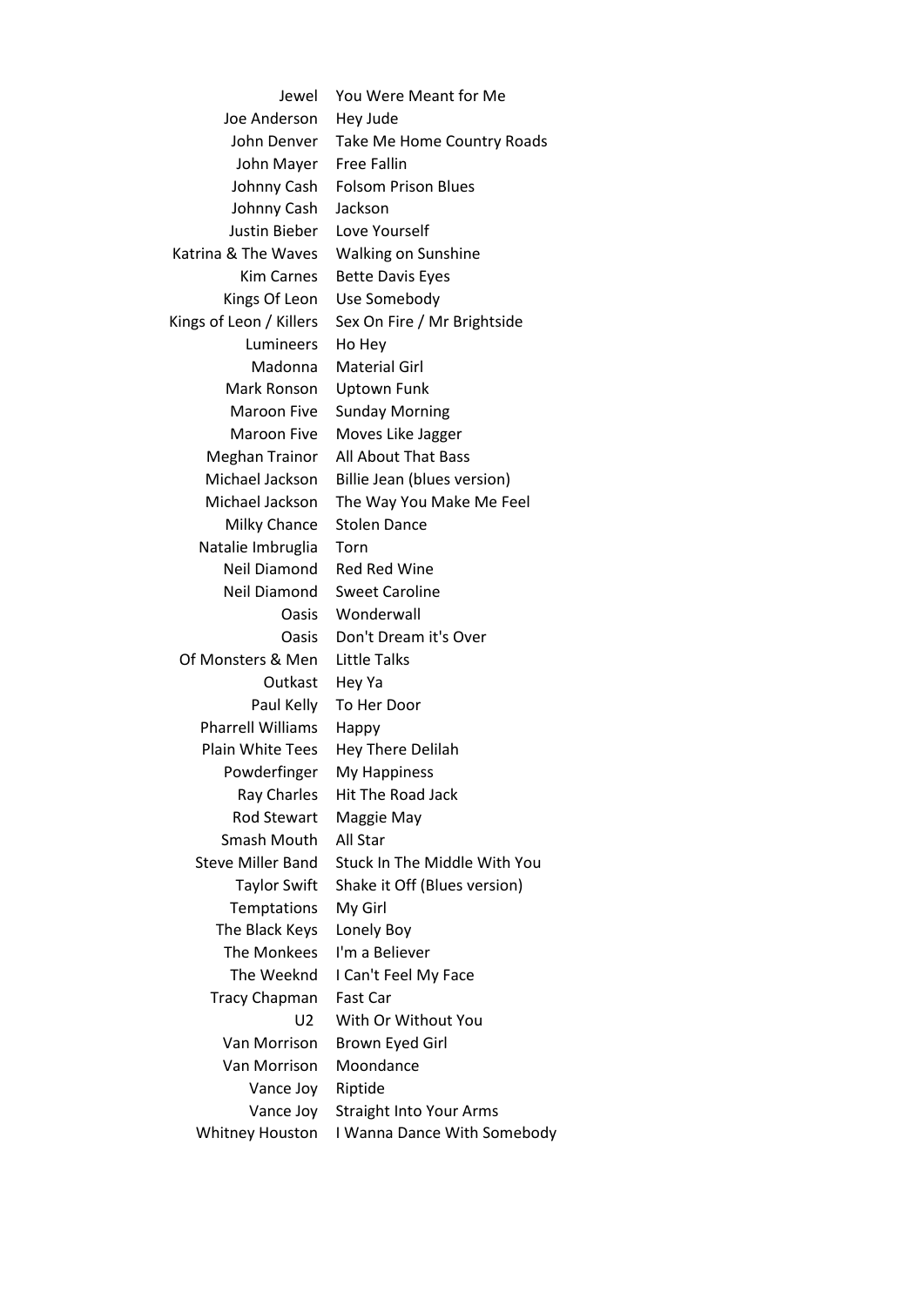| | |
|---|---|
| Jewel | You Were Meant for Me |
| Joe Anderson | Hey Jude |
| John Denver | Take Me Home Country Roads |
| John Mayer | Free Fallin |
| Johnny Cash | Folsom Prison Blues |
| Johnny Cash | Jackson |
| Justin Bieber | Love Yourself |
| Katrina & The Waves | Walking on Sunshine |
| Kim Carnes | Bette Davis Eyes |
| Kings Of Leon | Use Somebody |
| Kings of Leon / Killers | Sex On Fire / Mr Brightside |
| Lumineers | Ho Hey |
| Madonna | Material Girl |
| Mark Ronson | Uptown Funk |
| Maroon Five | Sunday Morning |
| Maroon Five | Moves Like Jagger |
| Meghan Trainor | All About That Bass |
| Michael Jackson | Billie Jean (blues version) |
| Michael Jackson | The Way You Make Me Feel |
| Milky Chance | Stolen Dance |
| Natalie Imbruglia | Torn |
| Neil Diamond | Red Red Wine |
| Neil Diamond | Sweet Caroline |
| Oasis | Wonderwall |
| Oasis | Don't Dream it's Over |
| Of Monsters & Men | Little Talks |
| Outkast | Hey Ya |
| Paul Kelly | To Her Door |
| Pharrell Williams | Happy |
| Plain White Tees | Hey There Delilah |
| Powderfinger | My Happiness |
| Ray Charles | Hit The Road Jack |
| Rod Stewart | Maggie May |
| Smash Mouth | All Star |
| Steve Miller Band | Stuck In The Middle With You |
| Taylor Swift | Shake it Off (Blues version) |
| Temptations | My Girl |
| The Black Keys | Lonely Boy |
| The Monkees | I'm a Believer |
| The Weeknd | I Can't Feel My Face |
| Tracy Chapman | Fast Car |
| U2 | With Or Without You |
| Van Morrison | Brown Eyed Girl |
| Van Morrison | Moondance |
| Vance Joy | Riptide |
| Vance Joy | Straight Into Your Arms |
| Whitney Houston | I Wanna Dance With Somebody |